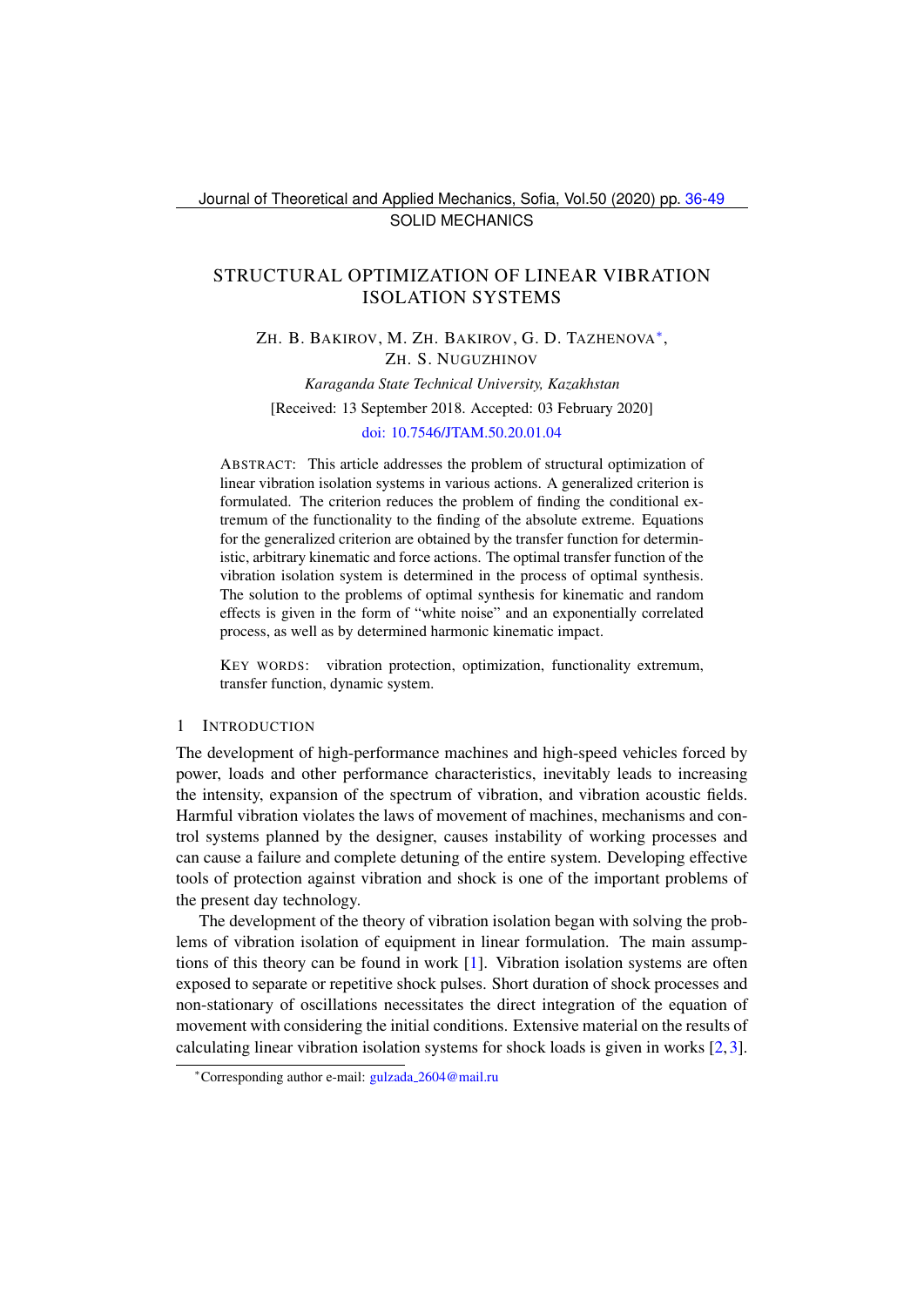SOLID MECHANICS

# STRUCTURAL OPTIMIZATION OF LINEAR VIBRATION ISOLATION SYSTEMS

ZH. B. BAKIROV, M. ZH. BAKIROV, G. D. TAZHENOVA*, ZH. S. NUGUZHINOV

*Karaganda State Technical University, Kazakhstan*

[Received: 13 September 2018. Accepted: 03 February 2020]

doi: 10.7546/JTAM.50.20.01.04

ABSTRACT: This article addresses the problem of structural optimization of linear vibration isolation systems in various actions. A generalized criterion is formulated. The criterion reduces the problem of finding the conditional extremum of the functionality to the finding of the absolute extreme. Equations for the generalized criterion are obtained by the transfer function for deterministic, arbitrary kinematic and force actions. The optimal transfer function of the vibration isolation system is determined in the process of optimal synthesis. The solution to the problems of optimal synthesis for kinematic and random effects is given in the form of "white noise" and an exponentially correlated process, as well as by determined harmonic kinematic impact.

KEY WORDS: vibration protection, optimization, functionality extremum, transfer function, dynamic system.

## 1 INTRODUCTION

The development of high-performance machines and high-speed vehicles forced by power, loads and other performance characteristics, inevitably leads to increasing the intensity, expansion of the spectrum of vibration, and vibration acoustic fields. Harmful vibration violates the laws of movement of machines, mechanisms and control systems planned by the designer, causes instability of working processes and can cause a failure and complete detuning of the entire system. Developing effective tools of protection against vibration and shock is one of the important problems of the present day technology.

The development of the theory of vibration isolation began with solving the problems of vibration isolation of equipment in linear formulation. The main assumptions of this theory can be found in work [1]. Vibration isolation systems are often exposed to separate or repetitive shock pulses. Short duration of shock processes and non-stationary of oscillations necessitates the direct integration of the equation of movement with considering the initial conditions. Extensive material on the results of calculating linear vibration isolation systems for shock loads is given in works [2, 3].

*Corresponding author e-mail: gulzada_2604@mail.ru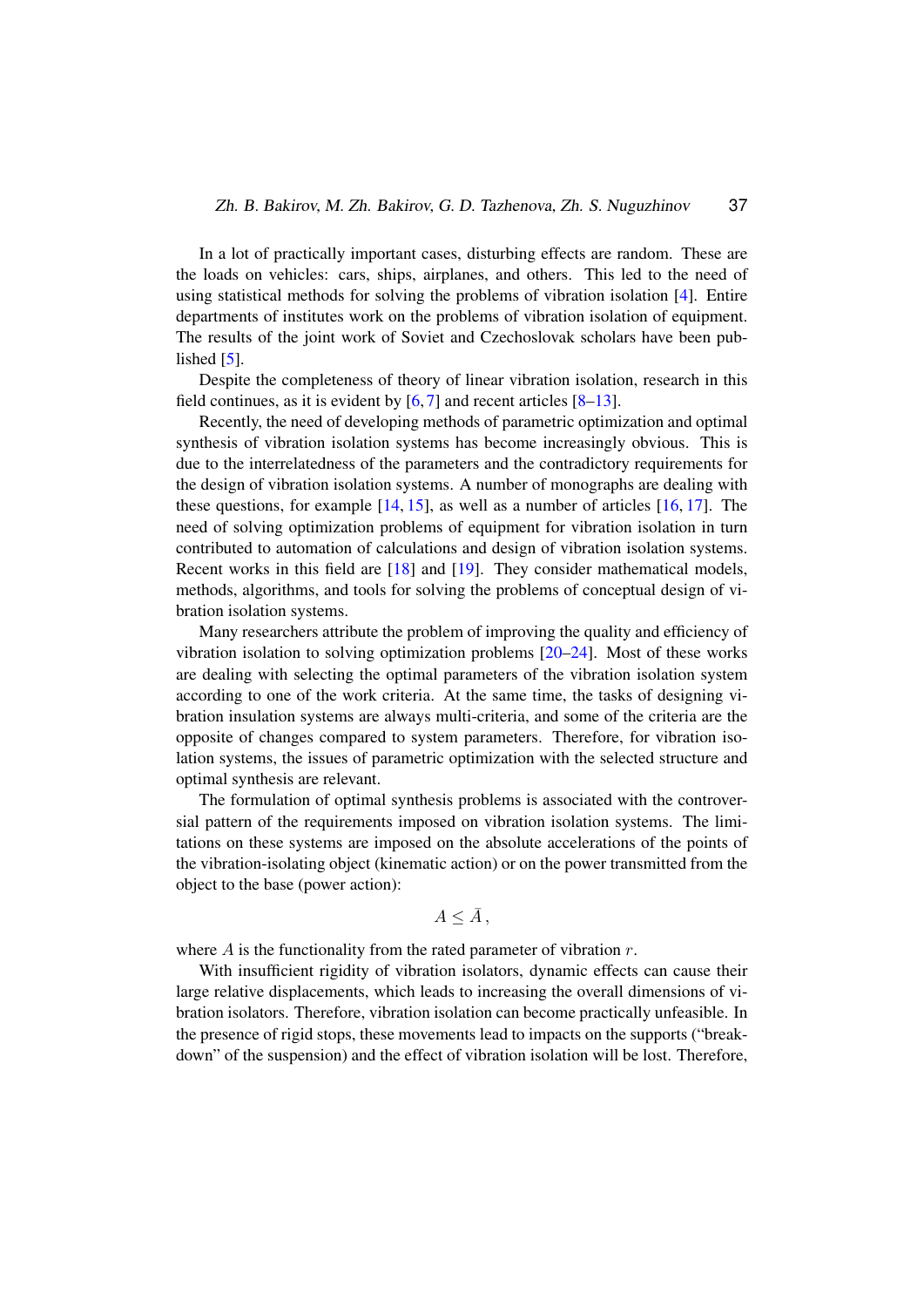In a lot of practically important cases, disturbing effects are random. These are the loads on vehicles: cars, ships, airplanes, and others. This led to the need of using statistical methods for solving the problems of vibration isolation [4]. Entire departments of institutes work on the problems of vibration isolation of equipment. The results of the joint work of Soviet and Czechoslovak scholars have been published [5].

Despite the completeness of theory of linear vibration isolation, research in this field continues, as it is evident by [6, 7] and recent articles [8–13].

Recently, the need of developing methods of parametric optimization and optimal synthesis of vibration isolation systems has become increasingly obvious. This is due to the interrelatedness of the parameters and the contradictory requirements for the design of vibration isolation systems. A number of monographs are dealing with these questions, for example [14, 15], as well as a number of articles [16, 17]. The need of solving optimization problems of equipment for vibration isolation in turn contributed to automation of calculations and design of vibration isolation systems. Recent works in this field are [18] and [19]. They consider mathematical models, methods, algorithms, and tools for solving the problems of conceptual design of vibration isolation systems.

Many researchers attribute the problem of improving the quality and efficiency of vibration isolation to solving optimization problems [20–24]. Most of these works are dealing with selecting the optimal parameters of the vibration isolation system according to one of the work criteria. At the same time, the tasks of designing vibration insulation systems are always multi-criteria, and some of the criteria are the opposite of changes compared to system parameters. Therefore, for vibration isolation systems, the issues of parametric optimization with the selected structure and optimal synthesis are relevant.

The formulation of optimal synthesis problems is associated with the controversial pattern of the requirements imposed on vibration isolation systems. The limitations on these systems are imposed on the absolute accelerations of the points of the vibration-isolating object (kinematic action) or on the power transmitted from the object to the base (power action):

$$A \leq \bar{A}\,,$$

where $A$ is the functionality from the rated parameter of vibration $r$.

With insufficient rigidity of vibration isolators, dynamic effects can cause their large relative displacements, which leads to increasing the overall dimensions of vibration isolators. Therefore, vibration isolation can become practically unfeasible. In the presence of rigid stops, these movements lead to impacts on the supports ("breakdown" of the suspension) and the effect of vibration isolation will be lost. Therefore,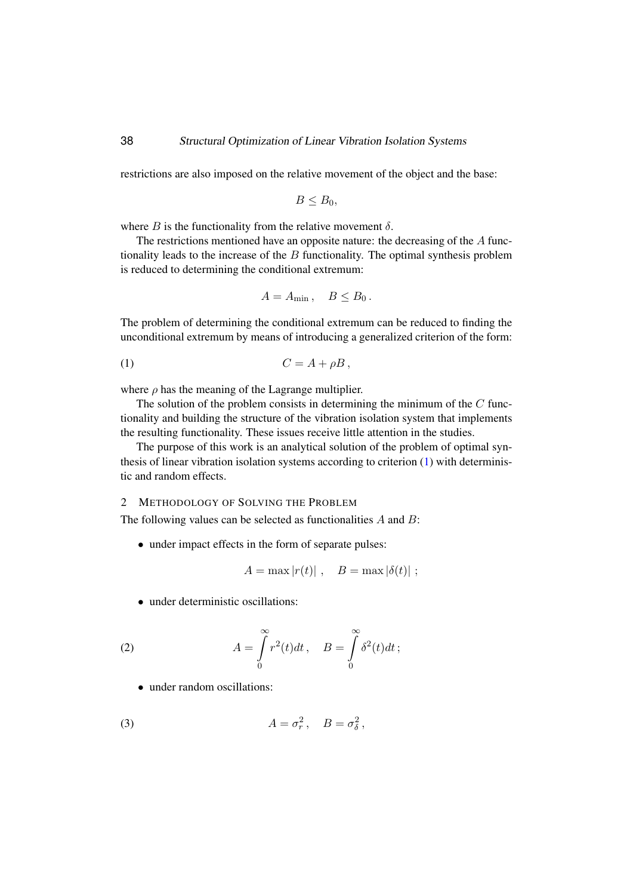restrictions are also imposed on the relative movement of the object and the base:

$$B \leq B_0,$$

where $B$ is the functionality from the relative movement $\delta$.

The restrictions mentioned have an opposite nature: the decreasing of the $A$ functionality leads to the increase of the $B$ functionality. The optimal synthesis problem is reduced to determining the conditional extremum:

$$A = A_{\min}\,, \quad B \leq B_0\,.$$

The problem of determining the conditional extremum can be reduced to finding the unconditional extremum by means of introducing a generalized criterion of the form:

$$C = A + \rho B\,, \tag{1}$$

where $\rho$ has the meaning of the Lagrange multiplier.

The solution of the problem consists in determining the minimum of the $C$ functionality and building the structure of the vibration isolation system that implements the resulting functionality. These issues receive little attention in the studies.

The purpose of this work is an analytical solution of the problem of optimal synthesis of linear vibration isolation systems according to criterion (1) with deterministic and random effects.

## 2 Methodology of Solving the Problem

The following values can be selected as functionalities $A$ and $B$:

- under impact effects in the form of separate pulses:

$$A = \max|r(t)|\;, \quad B = \max|\delta(t)|\;;$$

- under deterministic oscillations:

$$A = \int_0^{\infty} r^2(t)dt\,, \quad B = \int_0^{\infty} \delta^2(t)dt\,; \tag{2}$$

- under random oscillations:

$$A = \sigma_r^2\,, \quad B = \sigma_\delta^2\,, \tag{3}$$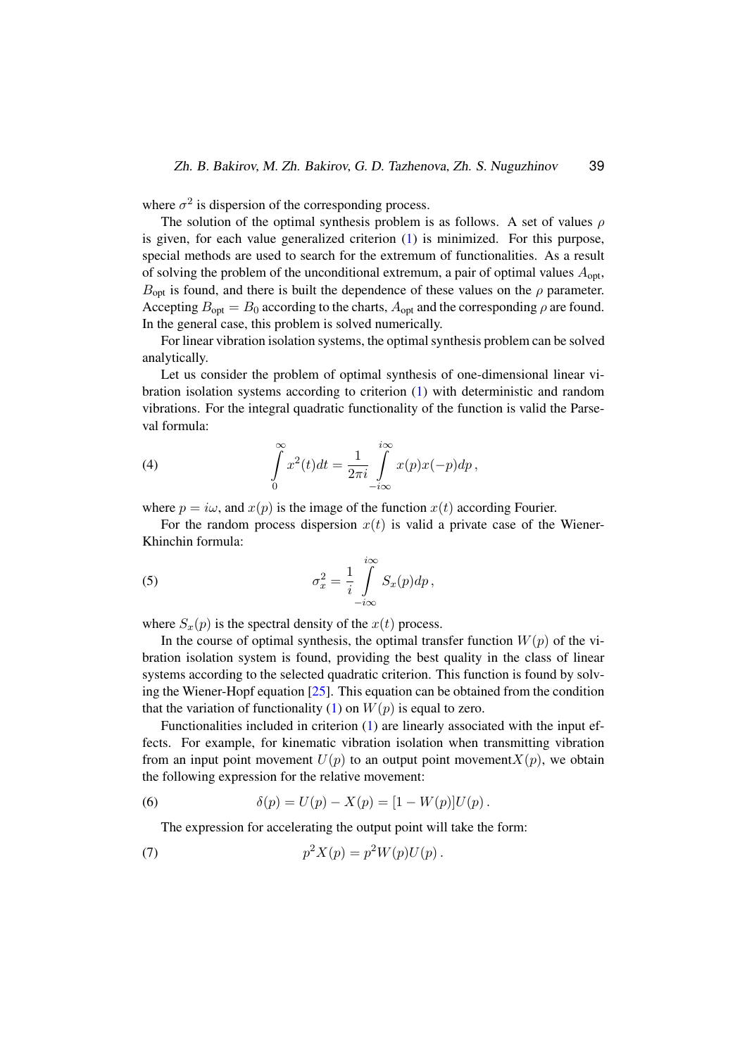where $\sigma^2$ is dispersion of the corresponding process.

The solution of the optimal synthesis problem is as follows. A set of values $\rho$ is given, for each value generalized criterion (1) is minimized. For this purpose, special methods are used to search for the extremum of functionalities. As a result of solving the problem of the unconditional extremum, a pair of optimal values $A_{\text{opt}}$, $B_{\text{opt}}$ is found, and there is built the dependence of these values on the $\rho$ parameter. Accepting $B_{\text{opt}} = B_0$ according to the charts, $A_{\text{opt}}$ and the corresponding $\rho$ are found. In the general case, this problem is solved numerically.

For linear vibration isolation systems, the optimal synthesis problem can be solved analytically.

Let us consider the problem of optimal synthesis of one-dimensional linear vibration isolation systems according to criterion (1) with deterministic and random vibrations. For the integral quadratic functionality of the function is valid the Parseval formula:

$$\int_{0}^{\infty} x^2(t)dt = \frac{1}{2\pi i} \int_{-i\infty}^{i\infty} x(p)x(-p)dp \,, \tag{4}$$

where $p = i\omega$, and $x(p)$ is the image of the function $x(t)$ according Fourier.

For the random process dispersion $x(t)$ is valid a private case of the Wiener-Khinchin formula:

$$\sigma_x^2 = \frac{1}{i} \int_{-i\infty}^{i\infty} S_x(p)dp \,, \tag{5}$$

where $S_x(p)$ is the spectral density of the $x(t)$ process.

In the course of optimal synthesis, the optimal transfer function $W(p)$ of the vibration isolation system is found, providing the best quality in the class of linear systems according to the selected quadratic criterion. This function is found by solving the Wiener-Hopf equation [25]. This equation can be obtained from the condition that the variation of functionality (1) on $W(p)$ is equal to zero.

Functionalities included in criterion (1) are linearly associated with the input effects. For example, for kinematic vibration isolation when transmitting vibration from an input point movement $U(p)$ to an output point movement$X(p)$, we obtain the following expression for the relative movement:

$$\delta(p) = U(p) - X(p) = [1 - W(p)]U(p) \,. \tag{6}$$

The expression for accelerating the output point will take the form:

$$p^2X(p) = p^2W(p)U(p) \,. \tag{7}$$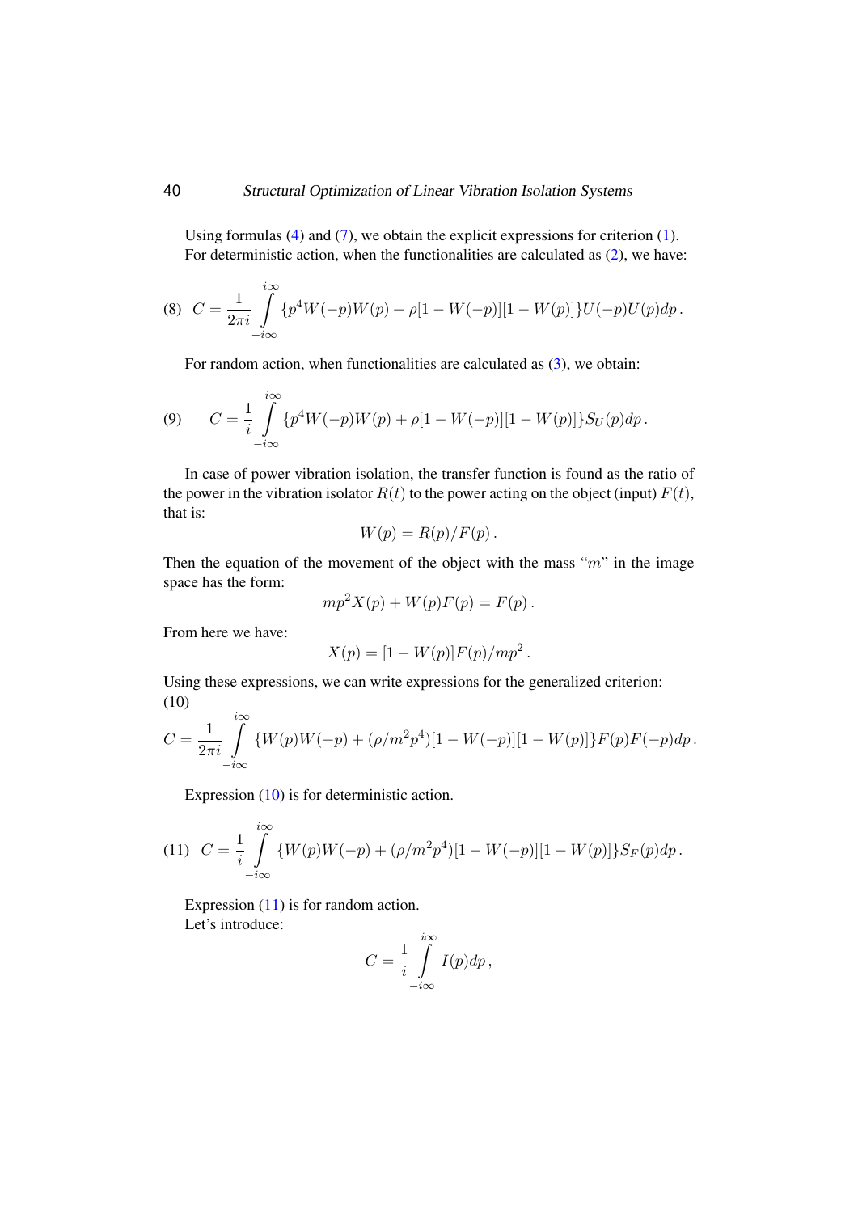Using formulas (4) and (7), we obtain the explicit expressions for criterion (1). For deterministic action, when the functionalities are calculated as (2), we have:

$$C = \frac{1}{2\pi i} \int_{-i\infty}^{i\infty} \{p^4 W(-p)W(p) + \rho[1 - W(-p)][1 - W(p)]\}U(-p)U(p)dp\,. \tag{8}$$

For random action, when functionalities are calculated as (3), we obtain:

$$C = \frac{1}{i} \int_{-i\infty}^{i\infty} \{p^4 W(-p)W(p) + \rho[1 - W(-p)][1 - W(p)]\}S_U(p)dp\,. \tag{9}$$

In case of power vibration isolation, the transfer function is found as the ratio of the power in the vibration isolator $R(t)$ to the power acting on the object (input) $F(t)$, that is:

$$W(p) = R(p)/F(p)\,.$$

Then the equation of the movement of the object with the mass "$m$" in the image space has the form:

$$mp^2 X(p) + W(p)F(p) = F(p)\,.$$

From here we have:

$$X(p) = [1 - W(p)]F(p)/mp^2\,.$$

Using these expressions, we can write expressions for the generalized criterion:

$$C = \frac{1}{2\pi i} \int_{-i\infty}^{i\infty} \{W(p)W(-p) + (\rho/m^2 p^4)[1 - W(-p)][1 - W(p)]\}F(p)F(-p)dp\,. \tag{10}$$

Expression (10) is for deterministic action.

$$C = \frac{1}{i} \int_{-i\infty}^{i\infty} \{W(p)W(-p) + (\rho/m^2 p^4)[1 - W(-p)][1 - W(p)]\}S_F(p)dp\,. \tag{11}$$

Expression (11) is for random action.

Let's introduce:

$$C = \frac{1}{i} \int_{-i\infty}^{i\infty} I(p)dp\,,$$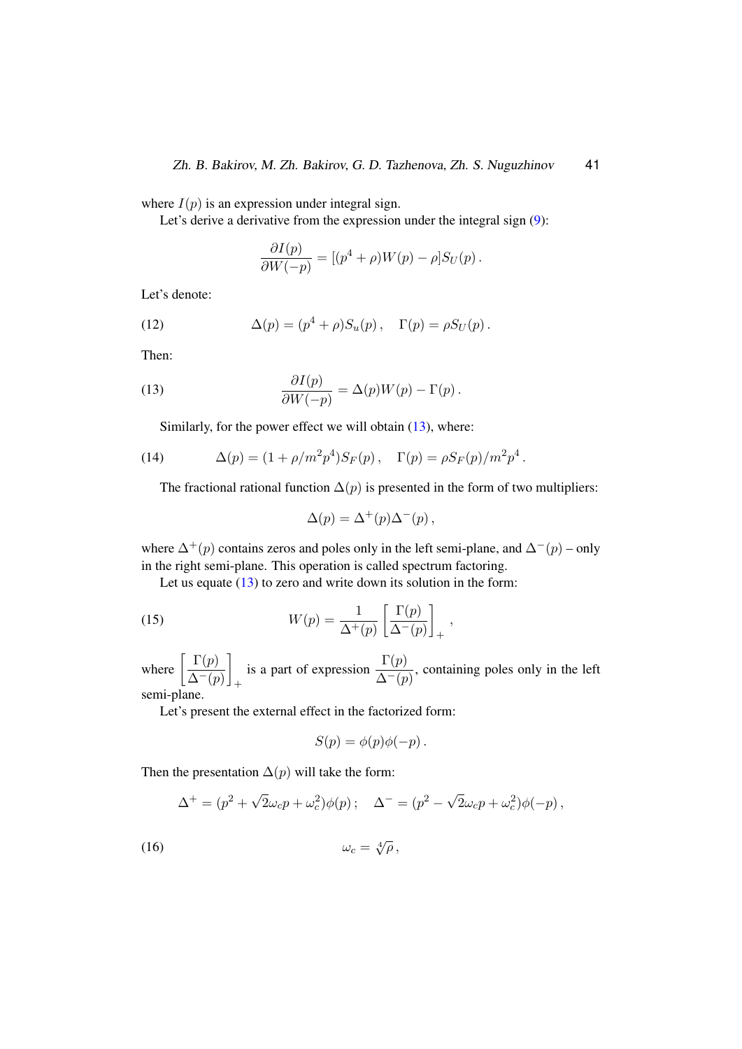where $I(p)$ is an expression under integral sign.

Let's derive a derivative from the expression under the integral sign (9):

$$\frac{\partial I(p)}{\partial W(-p)} = [(p^4 + \rho)W(p) - \rho]S_U(p)\,.$$

Let's denote:

$$\Delta(p) = (p^4 + \rho)S_u(p)\,, \quad \Gamma(p) = \rho S_U(p)\,. \tag{12}$$

Then:

$$\frac{\partial I(p)}{\partial W(-p)} = \Delta(p)W(p) - \Gamma(p)\,. \tag{13}$$

Similarly, for the power effect we will obtain (13), where:

$$\Delta(p) = (1 + \rho/m^2p^4)S_F(p)\,, \quad \Gamma(p) = \rho S_F(p)/m^2p^4\,. \tag{14}$$

The fractional rational function $\Delta(p)$ is presented in the form of two multipliers:

$$\Delta(p) = \Delta^+(p)\Delta^-(p)\,,$$

where $\Delta^+(p)$ contains zeros and poles only in the left semi-plane, and $\Delta^-(p)$ – only in the right semi-plane. This operation is called spectrum factoring.

Let us equate (13) to zero and write down its solution in the form:

$$W(p) = \frac{1}{\Delta^+(p)}\left[\frac{\Gamma(p)}{\Delta^-(p)}\right]_+\,, \tag{15}$$

where $\left[\frac{\Gamma(p)}{\Delta^-(p)}\right]_+$ is a part of expression $\frac{\Gamma(p)}{\Delta^-(p)}$, containing poles only in the left semi-plane.

Let's present the external effect in the factorized form:

$$S(p) = \phi(p)\phi(-p)\,.$$

Then the presentation $\Delta(p)$ will take the form:

$$\Delta^+ = (p^2 + \sqrt{2}\omega_c p + \omega_c^2)\phi(p)\,; \quad \Delta^- = (p^2 - \sqrt{2}\omega_c p + \omega_c^2)\phi(-p)\,,$$

$$\omega_c = \sqrt[4]{\rho}\,, \tag{16}$$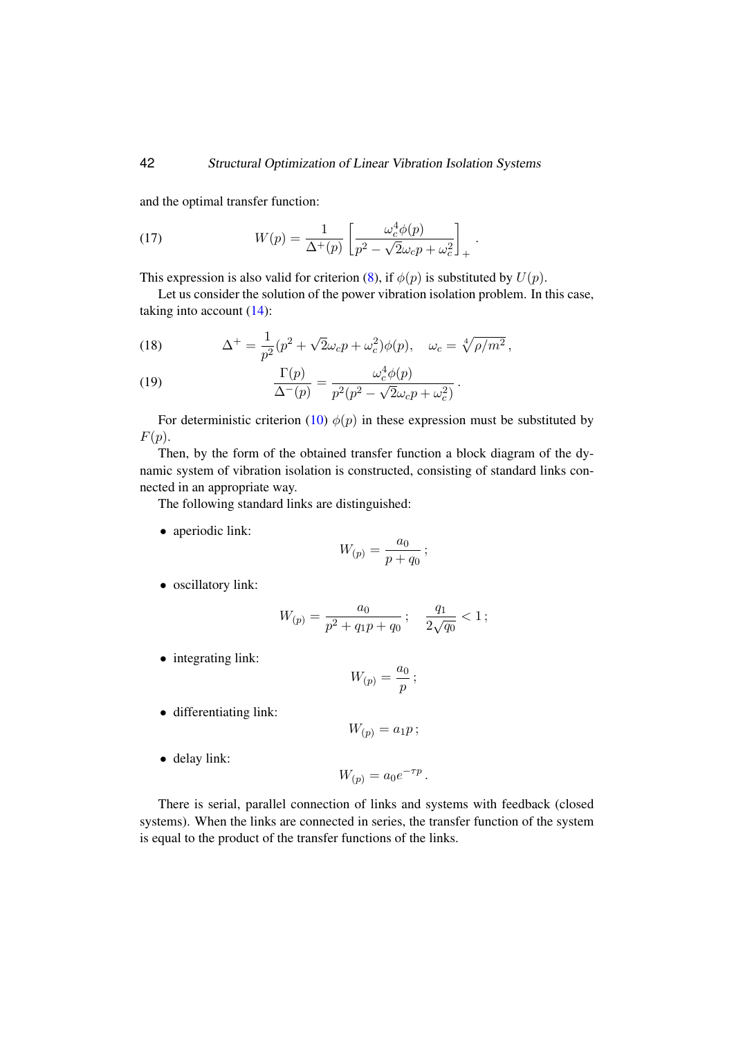and the optimal transfer function:

$$W(p) = \frac{1}{\Delta^{+}(p)} \left[ \frac{\omega_c^4 \phi(p)}{p^2 - \sqrt{2}\omega_c p + \omega_c^2} \right]_{+} . \tag{17}$$

This expression is also valid for criterion (8), if $\phi(p)$ is substituted by $U(p)$.

Let us consider the solution of the power vibration isolation problem. In this case, taking into account (14):

$$\Delta^{+} = \frac{1}{p^2}(p^2 + \sqrt{2}\omega_c p + \omega_c^2)\phi(p), \quad \omega_c = \sqrt[4]{\rho/m^2}\,, \tag{18}$$

$$\frac{\Gamma(p)}{\Delta^{-}(p)} = \frac{\omega_c^4 \phi(p)}{p^2(p^2 - \sqrt{2}\omega_c p + \omega_c^2)} . \tag{19}$$

For deterministic criterion (10) $\phi(p)$ in these expression must be substituted by $F(p)$.

Then, by the form of the obtained transfer function a block diagram of the dynamic system of vibration isolation is constructed, consisting of standard links connected in an appropriate way.

The following standard links are distinguished:

- aperiodic link:
$$W_{(p)} = \frac{a_0}{p + q_0}\,;$$
- oscillatory link:
$$W_{(p)} = \frac{a_0}{p^2 + q_1 p + q_0}\,; \quad \frac{q_1}{2\sqrt{q_0}} < 1\,;$$
- integrating link:
$$W_{(p)} = \frac{a_0}{p}\,;$$
- differentiating link:
$$W_{(p)} = a_1 p\,;$$
- delay link:
$$W_{(p)} = a_0 e^{-\tau p}\,.$$

There is serial, parallel connection of links and systems with feedback (closed systems). When the links are connected in series, the transfer function of the system is equal to the product of the transfer functions of the links.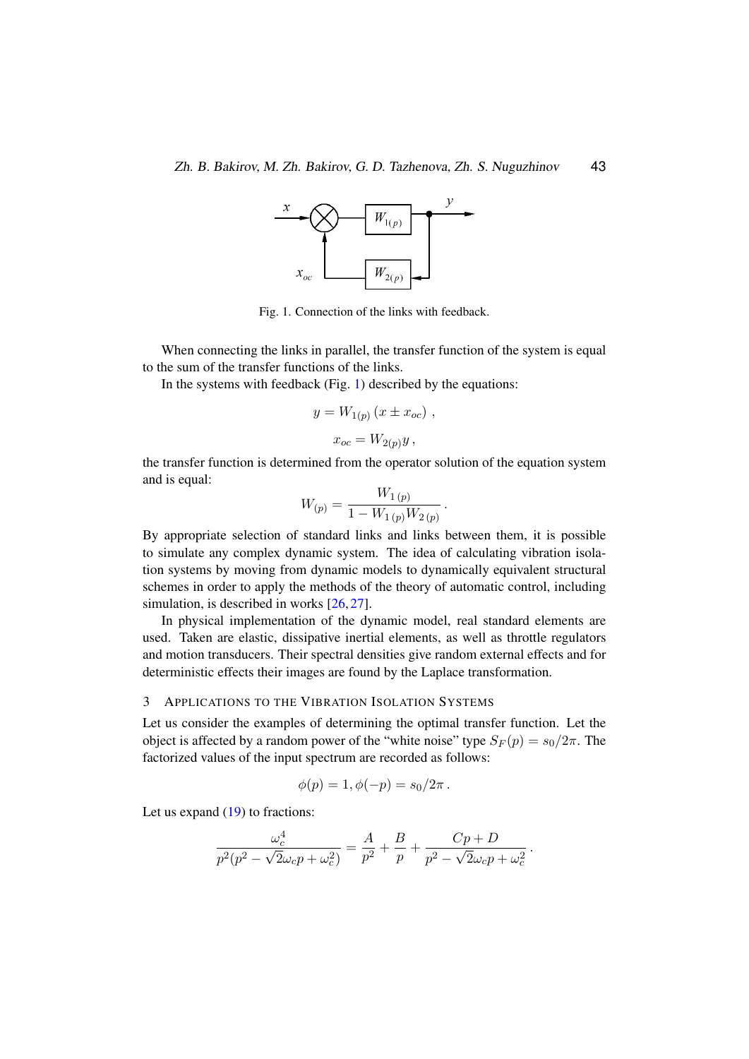Fig. 1. Connection of the links with feedback.

When connecting the links in parallel, the transfer function of the system is equal to the sum of the transfer functions of the links.

In the systems with feedback (Fig. 1) described by the equations:

$$y = W_{1(p)} \left( x \pm x_{oc} \right) ,$$

$$x_{oc} = W_{2(p)} y \, ,$$

the transfer function is determined from the operator solution of the equation system and is equal:

$$W_{(p)} = \frac{W_{1\,(p)}}{1 - W_{1\,(p)} W_{2\,(p)}} \, .$$

By appropriate selection of standard links and links between them, it is possible to simulate any complex dynamic system. The idea of calculating vibration isolation systems by moving from dynamic models to dynamically equivalent structural schemes in order to apply the methods of the theory of automatic control, including simulation, is described in works [26, 27].

In physical implementation of the dynamic model, real standard elements are used. Taken are elastic, dissipative inertial elements, as well as throttle regulators and motion transducers. Their spectral densities give random external effects and for deterministic effects their images are found by the Laplace transformation.

## 3 Applications to the Vibration Isolation Systems

Let us consider the examples of determining the optimal transfer function. Let the object is affected by a random power of the "white noise" type $S_F(p) = s_0/2\pi$. The factorized values of the input spectrum are recorded as follows:

$$\phi(p) = 1, \phi(-p) = s_0/2\pi \, .$$

Let us expand (19) to fractions:

$$\frac{\omega_c^4}{p^2(p^2 - \sqrt{2}\omega_c p + \omega_c^2)} = \frac{A}{p^2} + \frac{B}{p} + \frac{Cp + D}{p^2 - \sqrt{2}\omega_c p + \omega_c^2} \, .$$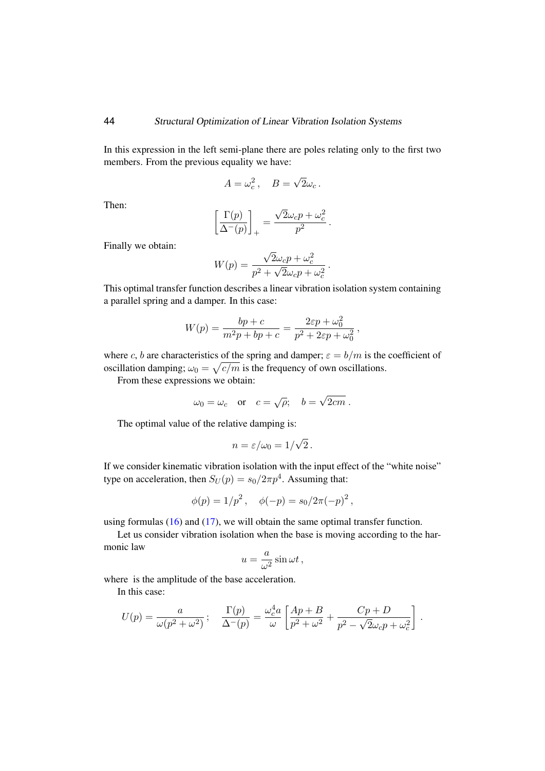In this expression in the left semi-plane there are poles relating only to the first two members. From the previous equality we have:

$$A = \omega_c^2 , \quad B = \sqrt{2}\omega_c .$$

Then:

$$\left[ \frac{\Gamma(p)}{\Delta^-(p)} \right]_+ = \frac{\sqrt{2}\omega_c p + \omega_c^2}{p^2} .$$

Finally we obtain:

$$W(p) = \frac{\sqrt{2}\omega_c p + \omega_c^2}{p^2 + \sqrt{2}\omega_c p + \omega_c^2} .$$

This optimal transfer function describes a linear vibration isolation system containing a parallel spring and a damper. In this case:

$$W(p) = \frac{bp + c}{m^2 p + bp + c} = \frac{2\varepsilon p + \omega_0^2}{p^2 + 2\varepsilon p + \omega_0^2} ,$$

where $c$, $b$ are characteristics of the spring and damper; $\varepsilon = b/m$ is the coefficient of oscillation damping; $\omega_0 = \sqrt{c/m}$ is the frequency of own oscillations.

From these expressions we obtain:

$$\omega_0 = \omega_c \quad \text{or} \quad c = \sqrt{\rho}; \quad b = \sqrt{2cm} .$$

The optimal value of the relative damping is:

$$n = \varepsilon/\omega_0 = 1/\sqrt{2} .$$

If we consider kinematic vibration isolation with the input effect of the "white noise" type on acceleration, then $S_U(p) = s_0/2\pi p^4$. Assuming that:

$$\phi(p) = 1/p^2 , \quad \phi(-p) = s_0/2\pi(-p)^2 ,$$

using formulas (16) and (17), we will obtain the same optimal transfer function.

Let us consider vibration isolation when the base is moving according to the harmonic law

$$u = \frac{a}{\omega^2} \sin \omega t ,$$

where is the amplitude of the base acceleration.

In this case:

$$U(p) = \frac{a}{\omega(p^2 + \omega^2)} ; \quad \frac{\Gamma(p)}{\Delta^-(p)} = \frac{\omega_c^4 a}{\omega} \left[ \frac{Ap + B}{p^2 + \omega^2} + \frac{Cp + D}{p^2 - \sqrt{2}\omega_c p + \omega_c^2} \right] .$$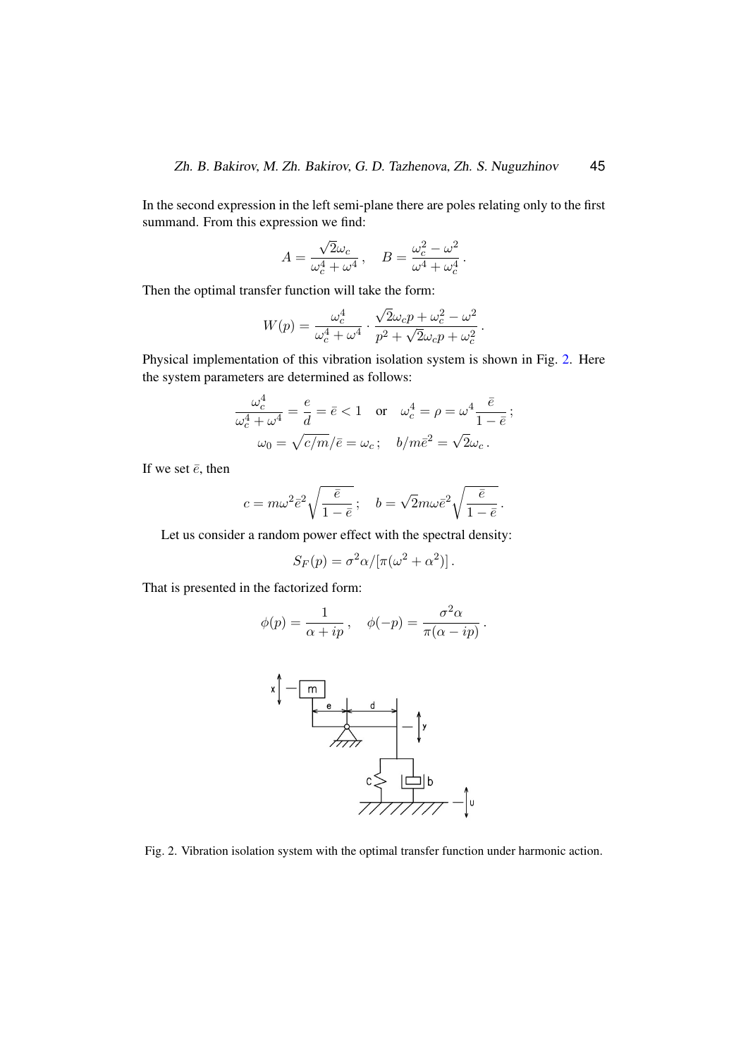In the second expression in the left semi-plane there are poles relating only to the first summand. From this expression we find:

$$A = \frac{\sqrt{2}\omega_c}{\omega_c^4 + \omega^4}\,, \quad B = \frac{\omega_c^2 - \omega^2}{\omega^4 + \omega_c^4}\,.$$

Then the optimal transfer function will take the form:

$$W(p) = \frac{\omega_c^4}{\omega_c^4 + \omega^4} \cdot \frac{\sqrt{2}\omega_c p + \omega_c^2 - \omega^2}{p^2 + \sqrt{2}\omega_c p + \omega_c^2}\,.$$

Physical implementation of this vibration isolation system is shown in Fig. 2. Here the system parameters are determined as follows:

$$\frac{\omega_c^4}{\omega_c^4 + \omega^4} = \frac{e}{d} = \bar{e} < 1 \quad \text{or} \quad \omega_c^4 = \rho = \omega^4 \frac{\bar{e}}{1 - \bar{e}}\,;$$

$$\omega_0 = \sqrt{c/m}/\bar{e} = \omega_c\,; \quad b/m\bar{e}^2 = \sqrt{2}\omega_c\,.$$

If we set $\bar{e}$, then

$$c = m\omega^2\bar{e}^2\sqrt{\frac{\bar{e}}{1 - \bar{e}}}\,; \quad b = \sqrt{2}m\omega\bar{e}^2\sqrt{\frac{\bar{e}}{1 - \bar{e}}}\,.$$

Let us consider a random power effect with the spectral density:

$$S_F(p) = \sigma^2\alpha/[\pi(\omega^2 + \alpha^2)]\,.$$

That is presented in the factorized form:

$$\phi(p) = \frac{1}{\alpha + ip}\,, \quad \phi(-p) = \frac{\sigma^2\alpha}{\pi(\alpha - ip)}\,.$$

Fig. 2. Vibration isolation system with the optimal transfer function under harmonic action.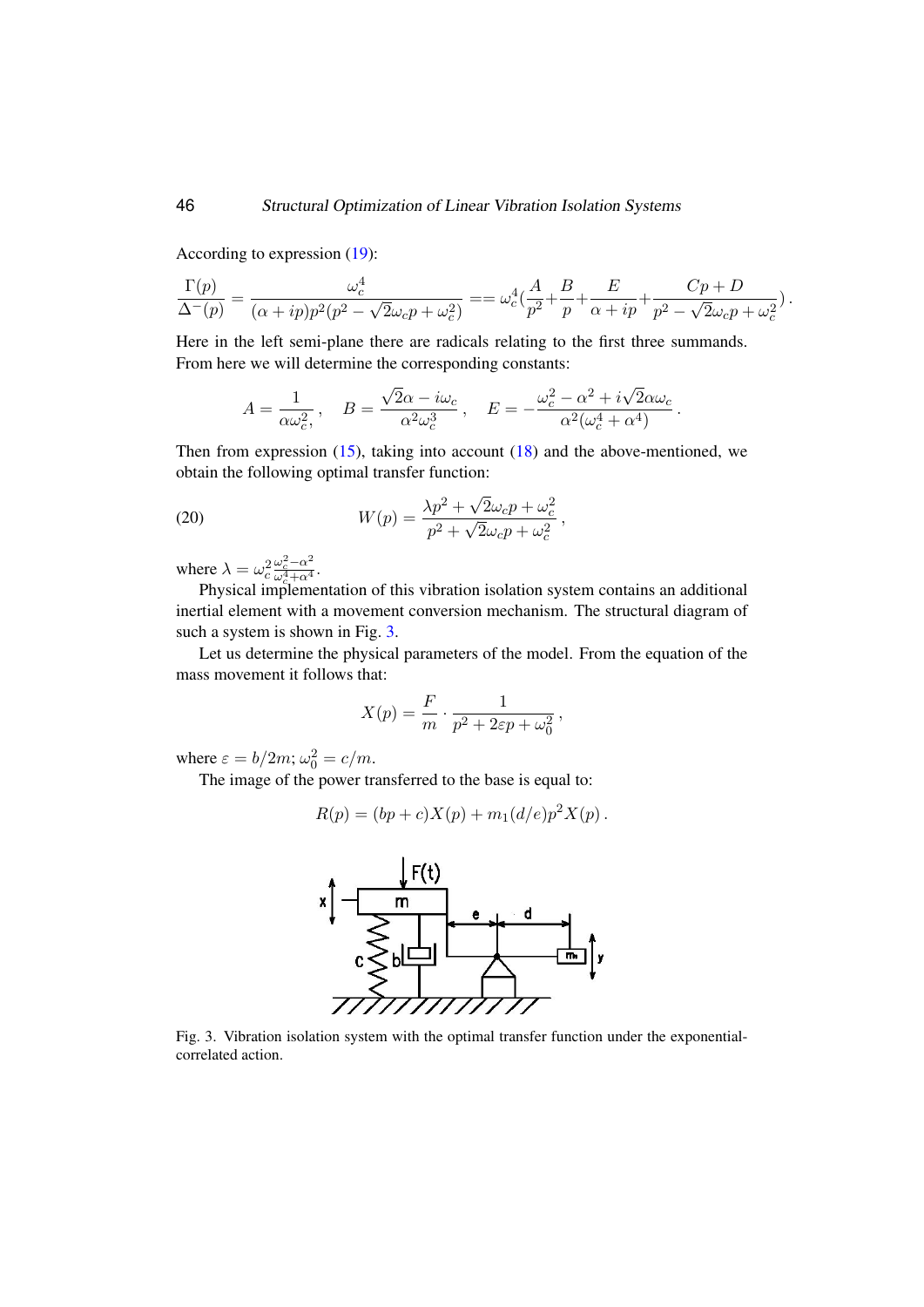According to expression (19):

$$\frac{\Gamma(p)}{\Delta^{-}(p)} = \frac{\omega_c^4}{(\alpha+ip)p^2(p^2-\sqrt{2}\omega_c p+\omega_c^2)} == \omega_c^4\Big(\frac{A}{p^2}+\frac{B}{p}+\frac{E}{\alpha+ip}+\frac{Cp+D}{p^2-\sqrt{2}\omega_c p+\omega_c^2}\Big)\,.$$

Here in the left semi-plane there are radicals relating to the first three summands. From here we will determine the corresponding constants:

$$A=\frac{1}{\alpha\omega_c^2,}\,,\quad B=\frac{\sqrt{2}\alpha-i\omega_c}{\alpha^2\omega_c^3}\,,\quad E=-\frac{\omega_c^2-\alpha^2+i\sqrt{2}\alpha\omega_c}{\alpha^2(\omega_c^4+\alpha^4)}\,.$$

Then from expression (15), taking into account (18) and the above-mentioned, we obtain the following optimal transfer function:

$$W(p)=\frac{\lambda p^2+\sqrt{2}\omega_c p+\omega_c^2}{p^2+\sqrt{2}\omega_c p+\omega_c^2}\,, \tag{20}$$

where $\lambda=\omega_c^2\frac{\omega_c^2-\alpha^2}{\omega_c^4+\alpha^4}$.

Physical implementation of this vibration isolation system contains an additional inertial element with a movement conversion mechanism. The structural diagram of such a system is shown in Fig. 3.

Let us determine the physical parameters of the model. From the equation of the mass movement it follows that:

$$X(p)=\frac{F}{m}\cdot\frac{1}{p^2+2\varepsilon p+\omega_0^2}\,,$$

where $\varepsilon=b/2m$; $\omega_0^2=c/m$.

The image of the power transferred to the base is equal to:

$$R(p)=(bp+c)X(p)+m_1(d/e)p^2X(p)\,.$$

Fig. 3. Vibration isolation system with the optimal transfer function under the exponential-correlated action.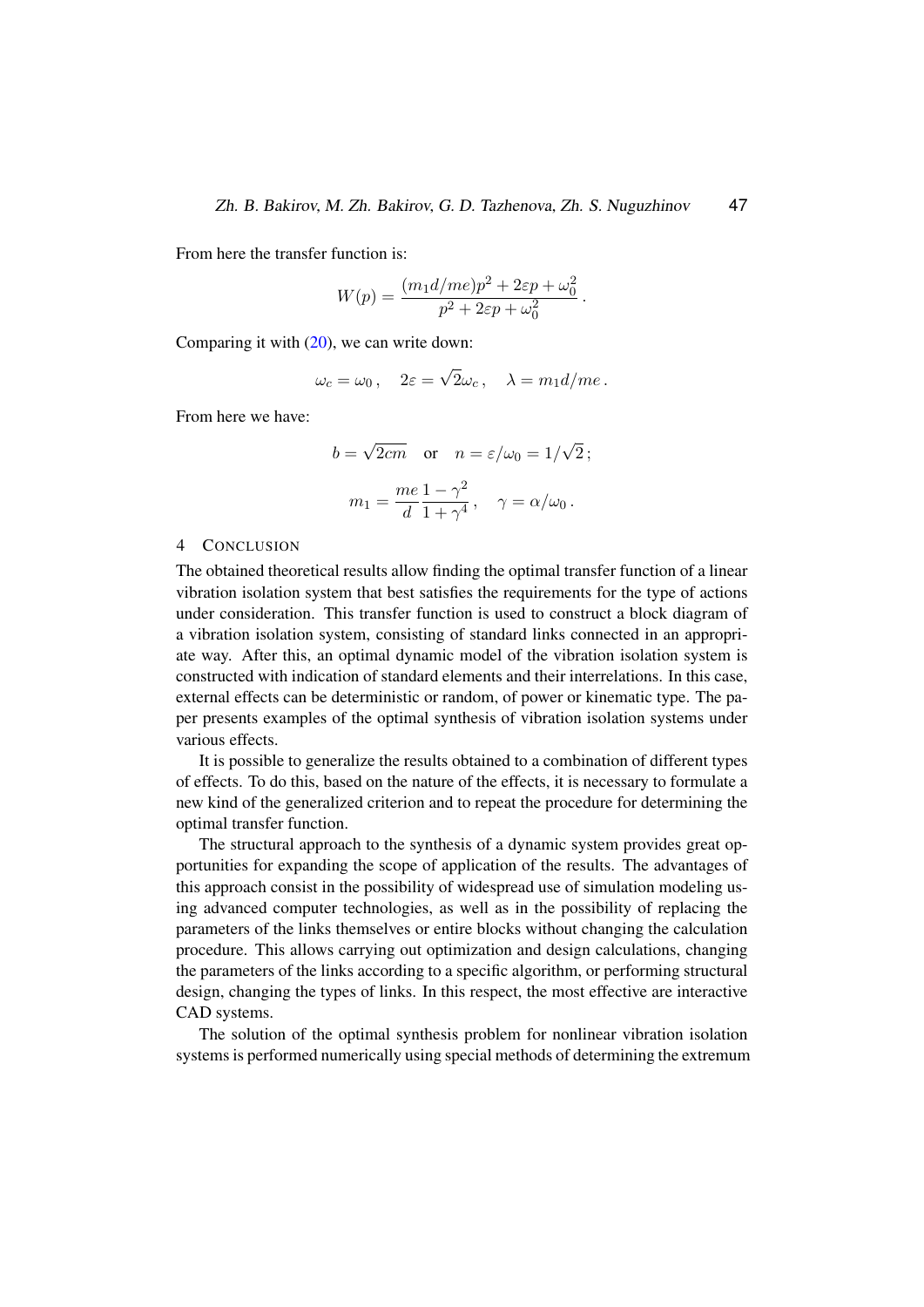From here the transfer function is:

$$W(p) = \frac{(m_1 d/me)p^2 + 2\varepsilon p + \omega_0^2}{p^2 + 2\varepsilon p + \omega_0^2}\,.$$

Comparing it with (20), we can write down:

$$\omega_c = \omega_0\,, \quad 2\varepsilon = \sqrt{2}\omega_c\,, \quad \lambda = m_1 d/me\,.$$

From here we have:

$$b = \sqrt{2cm} \quad \text{or} \quad n = \varepsilon/\omega_0 = 1/\sqrt{2}\,;$$

$$m_1 = \frac{me}{d}\frac{1-\gamma^2}{1+\gamma^4}\,, \quad \gamma = \alpha/\omega_0\,.$$

## 4 Conclusion

The obtained theoretical results allow finding the optimal transfer function of a linear vibration isolation system that best satisfies the requirements for the type of actions under consideration. This transfer function is used to construct a block diagram of a vibration isolation system, consisting of standard links connected in an appropriate way. After this, an optimal dynamic model of the vibration isolation system is constructed with indication of standard elements and their interrelations. In this case, external effects can be deterministic or random, of power or kinematic type. The paper presents examples of the optimal synthesis of vibration isolation systems under various effects.

It is possible to generalize the results obtained to a combination of different types of effects. To do this, based on the nature of the effects, it is necessary to formulate a new kind of the generalized criterion and to repeat the procedure for determining the optimal transfer function.

The structural approach to the synthesis of a dynamic system provides great opportunities for expanding the scope of application of the results. The advantages of this approach consist in the possibility of widespread use of simulation modeling using advanced computer technologies, as well as in the possibility of replacing the parameters of the links themselves or entire blocks without changing the calculation procedure. This allows carrying out optimization and design calculations, changing the parameters of the links according to a specific algorithm, or performing structural design, changing the types of links. In this respect, the most effective are interactive CAD systems.

The solution of the optimal synthesis problem for nonlinear vibration isolation systems is performed numerically using special methods of determining the extremum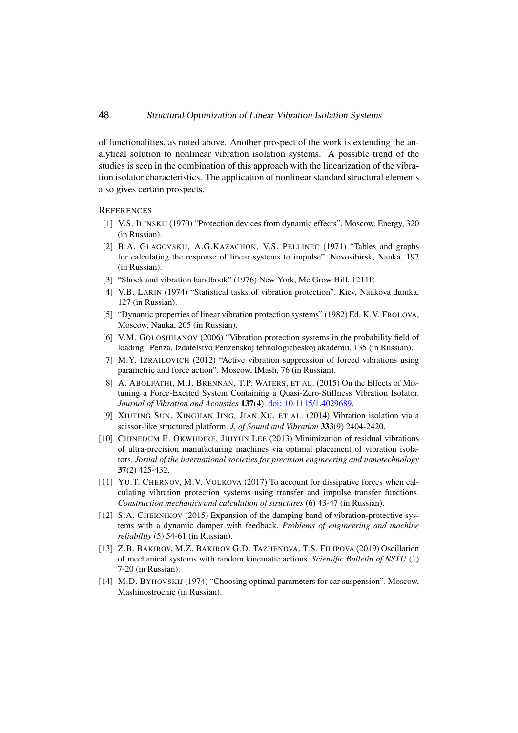of functionalities, as noted above. Another prospect of the work is extending the analytical solution to nonlinear vibration isolation systems. A possible trend of the studies is seen in the combination of this approach with the linearization of the vibration isolator characteristics. The application of nonlinear standard structural elements also gives certain prospects.

## References

[1] V.S. Ilinskij (1970) "Protection devices from dynamic effects". Moscow, Energy, 320 (in Russian).

[2] B.A. Glagovskij, A.G.Kazachok, V.S. Pellinec (1971) "Tables and graphs for calculating the response of linear systems to impulse". Novosibirsk, Nauka, 192 (in Russian).

[3] "Shock and vibration handbook" (1976) New York, Mc Grow Hill, 1211P.

[4] V.B. Larin (1974) "Statistical tasks of vibration protection". Kiev, Naukova dumka, 127 (in Russian).

[5] "Dynamic properties of linear vibration protection systems" (1982) Ed. K.V. Frolova, Moscow, Nauka, 205 (in Russian).

[6] V.M. Goloshhanov (2006) "Vibration protection systems in the probability field of loading" Penza, Izdatelstvo Penzenskoj tehnologicheskoj akademii, 135 (in Russian).

[7] M.Y. Izrailovich (2012) "Active vibration suppression of forced vibrations using parametric and force action". Moscow, IMash, 76 (in Russian).

[8] A. Abolfathi, M.J. Brennan, T.P. Waters, et al. (2015) On the Effects of Mistuning a Force-Excited System Containing a Quasi-Zero-Stiffness Vibration Isolator. *Journal of Vibration and Acoustics* **137**(4). doi: 10.1115/1.4029689.

[9] Xiuting Sun, Xingjian Jing, Jian Xu, et al. (2014) Vibration isolation via a scissor-like structured platform. *J. of Sound and Vibration* **333**(9) 2404-2420.

[10] Chinedum E. Okwudire, Jihyun Lee (2013) Minimization of residual vibrations of ultra-precision manufacturing machines via optimal placement of vibration isolators. *Jornal of the international societies for precision engineering and nanotechnology* **37**(2) 425-432.

[11] Yu.T. Chernov, M.V. Volkova (2017) To account for dissipative forces when calculating vibration protection systems using transfer and impulse transfer functions. *Construction mechanics and calculation of structures* (6) 43-47 (in Russian).

[12] S.A. Chernikov (2015) Expansion of the damping band of vibration-protective systems with a dynamic damper with feedback. *Problems of engineering and machine reliability* (5) 54-61 (in Russian).

[13] Z.B. Bakirov, M.Z, Bakirov G.D. Tazhenova, T.S. Filipova (2019) Oscillation of mechanical systems with random kinematic actions. *Scientific Bulletin of NSTU* (1) 7-20 (in Russian).

[14] M.D. Byhovskij (1974) "Choosing optimal parameters for car suspension". Moscow, Mashinostroenie (in Russian).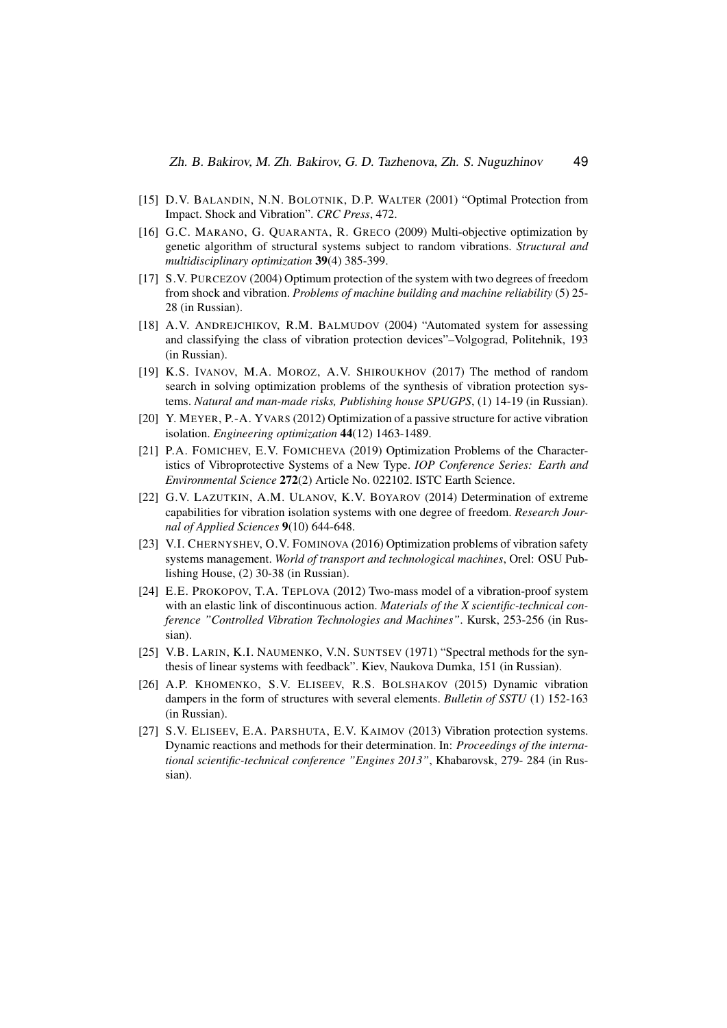[15] D.V. BALANDIN, N.N. BOLOTNIK, D.P. WALTER (2001) "Optimal Protection from Impact. Shock and Vibration". *CRC Press*, 472.

[16] G.C. MARANO, G. QUARANTA, R. GRECO (2009) Multi-objective optimization by genetic algorithm of structural systems subject to random vibrations. *Structural and multidisciplinary optimization* **39**(4) 385-399.

[17] S.V. PURCEZOV (2004) Optimum protection of the system with two degrees of freedom from shock and vibration. *Problems of machine building and machine reliability* (5) 25-28 (in Russian).

[18] A.V. ANDREJCHIKOV, R.M. BALMUDOV (2004) "Automated system for assessing and classifying the class of vibration protection devices"–Volgograd, Politehnik, 193 (in Russian).

[19] K.S. IVANOV, M.A. MOROZ, A.V. SHIROUKHOV (2017) The method of random search in solving optimization problems of the synthesis of vibration protection systems. *Natural and man-made risks, Publishing house SPUGPS*, (1) 14-19 (in Russian).

[20] Y. MEYER, P.-A. YVARS (2012) Optimization of a passive structure for active vibration isolation. *Engineering optimization* **44**(12) 1463-1489.

[21] P.A. FOMICHEV, E.V. FOMICHEVA (2019) Optimization Problems of the Characteristics of Vibroprotective Systems of a New Type. *IOP Conference Series: Earth and Environmental Science* **272**(2) Article No. 022102. ISTC Earth Science.

[22] G.V. LAZUTKIN, A.M. ULANOV, K.V. BOYAROV (2014) Determination of extreme capabilities for vibration isolation systems with one degree of freedom. *Research Journal of Applied Sciences* **9**(10) 644-648.

[23] V.I. CHERNYSHEV, O.V. FOMINOVA (2016) Optimization problems of vibration safety systems management. *World of transport and technological machines*, Orel: OSU Publishing House, (2) 30-38 (in Russian).

[24] E.E. PROKOPOV, T.A. TEPLOVA (2012) Two-mass model of a vibration-proof system with an elastic link of discontinuous action. *Materials of the X scientific-technical conference "Controlled Vibration Technologies and Machines"*. Kursk, 253-256 (in Russian).

[25] V.B. LARIN, K.I. NAUMENKO, V.N. SUNTSEV (1971) "Spectral methods for the synthesis of linear systems with feedback". Kiev, Naukova Dumka, 151 (in Russian).

[26] A.P. KHOMENKO, S.V. ELISEEV, R.S. BOLSHAKOV (2015) Dynamic vibration dampers in the form of structures with several elements. *Bulletin of SSTU* (1) 152-163 (in Russian).

[27] S.V. ELISEEV, E.A. PARSHUTA, E.V. KAIMOV (2013) Vibration protection systems. Dynamic reactions and methods for their determination. In: *Proceedings of the international scientific-technical conference "Engines 2013"*, Khabarovsk, 279- 284 (in Russian).